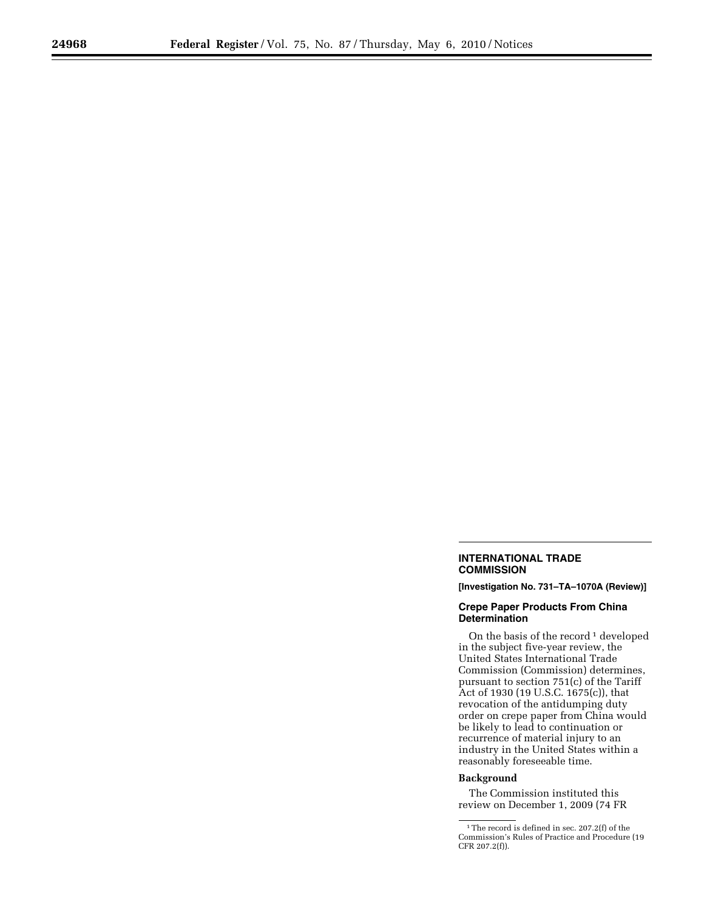## INTERNATIONAL TRADE COMMISSION

**[Investigation No. 731–TA–1070A (Review)]**

### Crepe Paper Products From China Determination

On the basis of the record[1] developed in the subject five-year review, the United States International Trade Commission (Commission) determines, pursuant to section 751(c) of the Tariff Act of 1930 (19 U.S.C. 1675(c)), that revocation of the antidumping duty order on crepe paper from China would be likely to lead to continuation or recurrence of material injury to an industry in the United States within a reasonably foreseeable time.

**Background**

The Commission instituted this review on December 1, 2009 (74 FR

[1] The record is defined in sec. 207.2(f) of the Commission's Rules of Practice and Procedure (19 CFR 207.2(f)).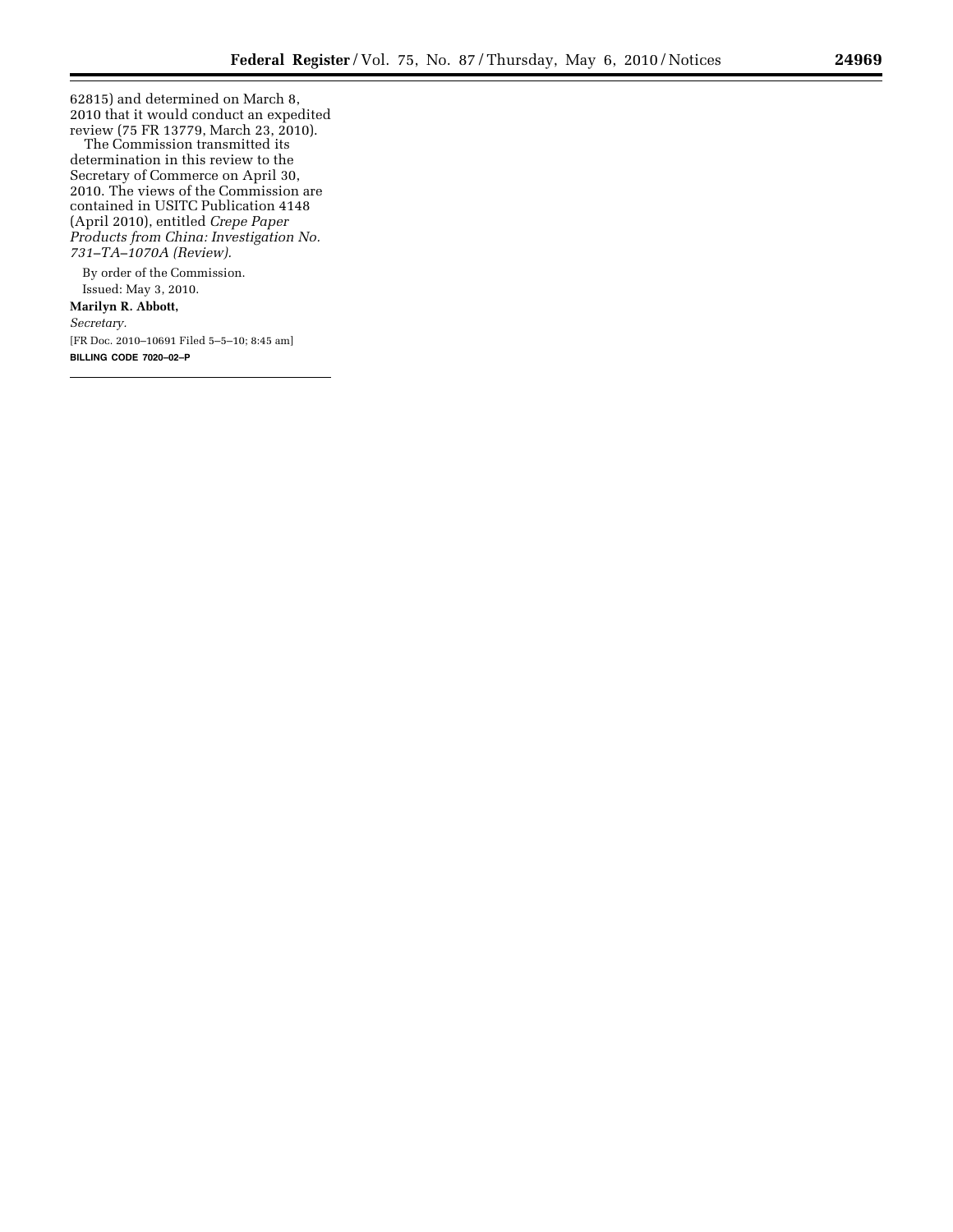62815) and determined on March 8, 2010 that it would conduct an expedited review (75 FR 13779, March 23, 2010).

The Commission transmitted its determination in this review to the Secretary of Commerce on April 30, 2010. The views of the Commission are contained in USITC Publication 4148 (April 2010), entitled *Crepe Paper Products from China: Investigation No. 731–TA–1070A (Review).*

By order of the Commission.

Issued: May 3, 2010.

**Marilyn R. Abbott,**

*Secretary.*

[FR Doc. 2010–10691 Filed 5–5–10; 8:45 am]

**BILLING CODE 7020–02–P**